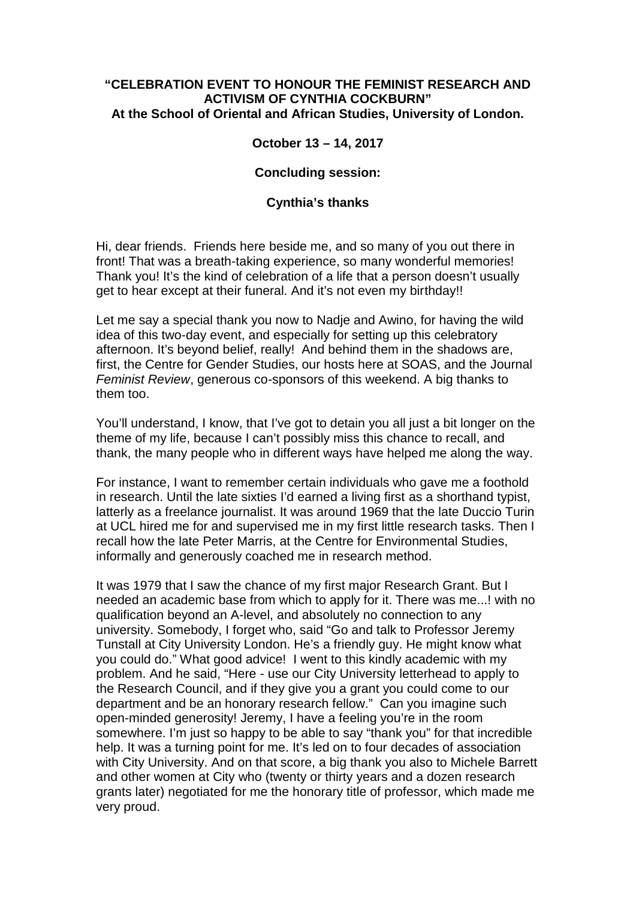**"CELEBRATION EVENT TO HONOUR THE FEMINIST RESEARCH AND ACTIVISM OF CYNTHIA COCKBURN"**
**At the School of Oriental and African Studies, University of London.**

**October 13 – 14, 2017**

**Concluding session:**

**Cynthia's thanks**

Hi, dear friends. Friends here beside me, and so many of you out there in front! That was a breath-taking experience, so many wonderful memories! Thank you! It's the kind of celebration of a life that a person doesn't usually get to hear except at their funeral. And it's not even my birthday!!

Let me say a special thank you now to Nadje and Awino, for having the wild idea of this two-day event, and especially for setting up this celebratory afternoon. It's beyond belief, really! And behind them in the shadows are, first, the Centre for Gender Studies, our hosts here at SOAS, and the Journal *Feminist Review*, generous co-sponsors of this weekend. A big thanks to them too.

You'll understand, I know, that I've got to detain you all just a bit longer on the theme of my life, because I can't possibly miss this chance to recall, and thank, the many people who in different ways have helped me along the way.

For instance, I want to remember certain individuals who gave me a foothold in research. Until the late sixties I'd earned a living first as a shorthand typist, latterly as a freelance journalist. It was around 1969 that the late Duccio Turin at UCL hired me for and supervised me in my first little research tasks. Then I recall how the late Peter Marris, at the Centre for Environmental Studies, informally and generously coached me in research method.

It was 1979 that I saw the chance of my first major Research Grant. But I needed an academic base from which to apply for it. There was me...! with no qualification beyond an A-level, and absolutely no connection to any university. Somebody, I forget who, said "Go and talk to Professor Jeremy Tunstall at City University London. He's a friendly guy. He might know what you could do." What good advice! I went to this kindly academic with my problem. And he said, "Here - use our City University letterhead to apply to the Research Council, and if they give you a grant you could come to our department and be an honorary research fellow." Can you imagine such open-minded generosity! Jeremy, I have a feeling you're in the room somewhere. I'm just so happy to be able to say "thank you" for that incredible help. It was a turning point for me. It's led on to four decades of association with City University. And on that score, a big thank you also to Michele Barrett and other women at City who (twenty or thirty years and a dozen research grants later) negotiated for me the honorary title of professor, which made me very proud.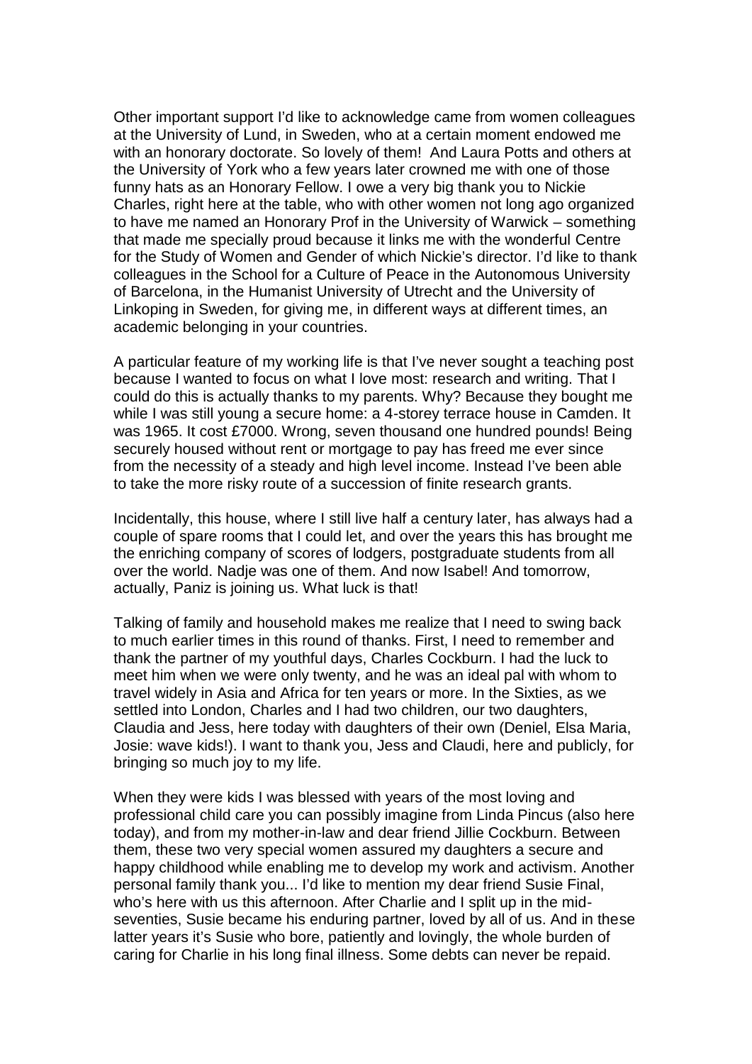Other important support I'd like to acknowledge came from women colleagues at the University of Lund, in Sweden, who at a certain moment endowed me with an honorary doctorate. So lovely of them! And Laura Potts and others at the University of York who a few years later crowned me with one of those funny hats as an Honorary Fellow. I owe a very big thank you to Nickie Charles, right here at the table, who with other women not long ago organized to have me named an Honorary Prof in the University of Warwick – something that made me specially proud because it links me with the wonderful Centre for the Study of Women and Gender of which Nickie's director. I'd like to thank colleagues in the School for a Culture of Peace in the Autonomous University of Barcelona, in the Humanist University of Utrecht and the University of Linkoping in Sweden, for giving me, in different ways at different times, an academic belonging in your countries.

A particular feature of my working life is that I've never sought a teaching post because I wanted to focus on what I love most: research and writing. That I could do this is actually thanks to my parents. Why? Because they bought me while I was still young a secure home: a 4-storey terrace house in Camden. It was 1965. It cost £7000. Wrong, seven thousand one hundred pounds! Being securely housed without rent or mortgage to pay has freed me ever since from the necessity of a steady and high level income. Instead I've been able to take the more risky route of a succession of finite research grants.

Incidentally, this house, where I still live half a century later, has always had a couple of spare rooms that I could let, and over the years this has brought me the enriching company of scores of lodgers, postgraduate students from all over the world. Nadje was one of them. And now Isabel! And tomorrow, actually, Paniz is joining us. What luck is that!

Talking of family and household makes me realize that I need to swing back to much earlier times in this round of thanks. First, I need to remember and thank the partner of my youthful days, Charles Cockburn. I had the luck to meet him when we were only twenty, and he was an ideal pal with whom to travel widely in Asia and Africa for ten years or more. In the Sixties, as we settled into London, Charles and I had two children, our two daughters, Claudia and Jess, here today with daughters of their own (Deniel, Elsa Maria, Josie: wave kids!). I want to thank you, Jess and Claudi, here and publicly, for bringing so much joy to my life.

When they were kids I was blessed with years of the most loving and professional child care you can possibly imagine from Linda Pincus (also here today), and from my mother-in-law and dear friend Jillie Cockburn. Between them, these two very special women assured my daughters a secure and happy childhood while enabling me to develop my work and activism. Another personal family thank you... I'd like to mention my dear friend Susie Final, who's here with us this afternoon. After Charlie and I split up in the mid-seventies, Susie became his enduring partner, loved by all of us. And in these latter years it's Susie who bore, patiently and lovingly, the whole burden of caring for Charlie in his long final illness. Some debts can never be repaid.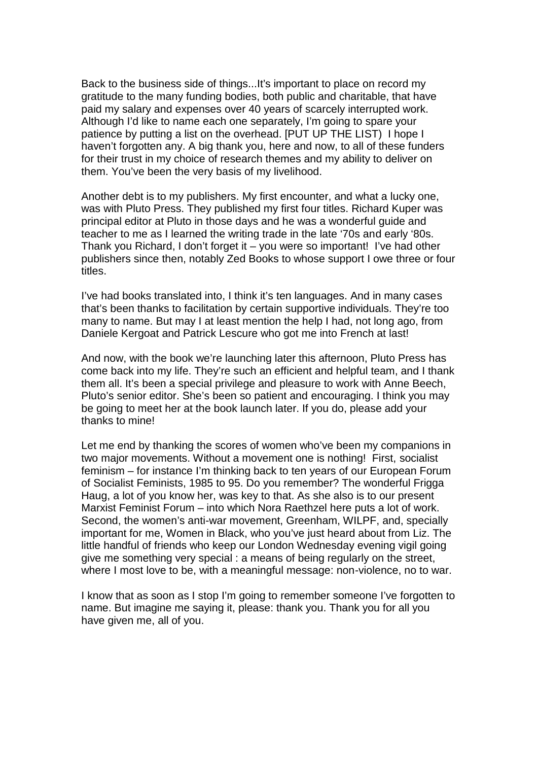Back to the business side of things...It's important to place on record my gratitude to the many funding bodies, both public and charitable, that have paid my salary and expenses over 40 years of scarcely interrupted work. Although I'd like to name each one separately, I'm going to spare your patience by putting a list on the overhead. [PUT UP THE LIST) I hope I haven't forgotten any. A big thank you, here and now, to all of these funders for their trust in my choice of research themes and my ability to deliver on them. You've been the very basis of my livelihood.

Another debt is to my publishers. My first encounter, and what a lucky one, was with Pluto Press. They published my first four titles. Richard Kuper was principal editor at Pluto in those days and he was a wonderful guide and teacher to me as I learned the writing trade in the late '70s and early '80s. Thank you Richard, I don't forget it – you were so important! I've had other publishers since then, notably Zed Books to whose support I owe three or four titles.

I've had books translated into, I think it's ten languages. And in many cases that's been thanks to facilitation by certain supportive individuals. They're too many to name. But may I at least mention the help I had, not long ago, from Daniele Kergoat and Patrick Lescure who got me into French at last!

And now, with the book we're launching later this afternoon, Pluto Press has come back into my life. They're such an efficient and helpful team, and I thank them all. It's been a special privilege and pleasure to work with Anne Beech, Pluto's senior editor. She's been so patient and encouraging. I think you may be going to meet her at the book launch later. If you do, please add your thanks to mine!

Let me end by thanking the scores of women who've been my companions in two major movements. Without a movement one is nothing! First, socialist feminism – for instance I'm thinking back to ten years of our European Forum of Socialist Feminists, 1985 to 95. Do you remember? The wonderful Frigga Haug, a lot of you know her, was key to that. As she also is to our present Marxist Feminist Forum – into which Nora Raethzel here puts a lot of work. Second, the women's anti-war movement, Greenham, WILPF, and, specially important for me, Women in Black, who you've just heard about from Liz. The little handful of friends who keep our London Wednesday evening vigil going give me something very special : a means of being regularly on the street, where I most love to be, with a meaningful message: non-violence, no to war.

I know that as soon as I stop I'm going to remember someone I've forgotten to name. But imagine me saying it, please: thank you. Thank you for all you have given me, all of you.